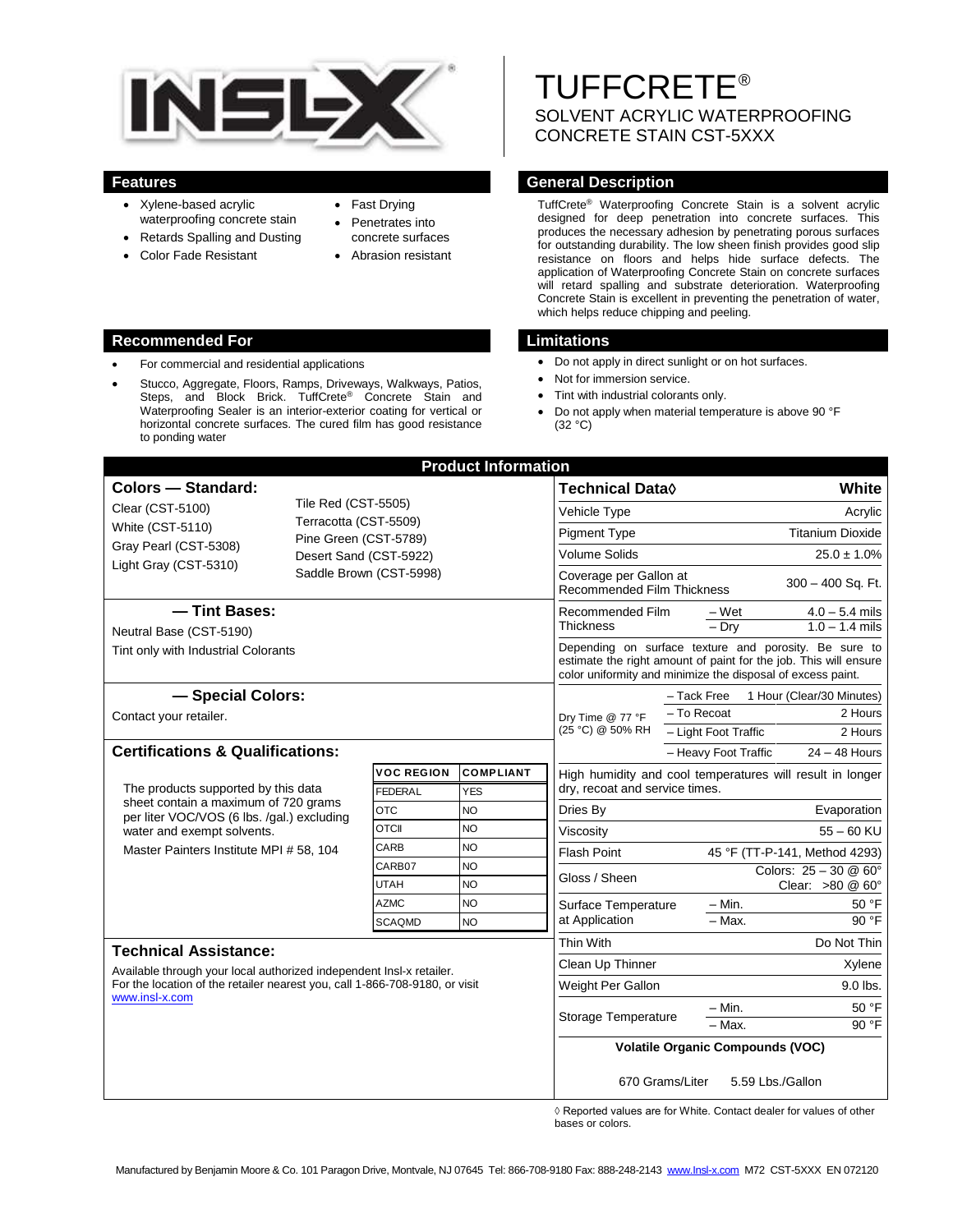# TUFFCRETE®

## SOLVENT ACRYLIC WATERPROOFING CONCRETE STAIN CST-5XXX

## Features

- Xylene-based acrylic waterproofing concrete stain
- Retards Spalling and Dusting
- Color Fade Resistant
- Fast Drying
- Penetrates into concrete surfaces
- Abrasion resistant

## General Description

TuffCrete® Waterproofing Concrete Stain is a solvent acrylic designed for deep penetration into concrete surfaces. This produces the necessary adhesion by penetrating porous surfaces for outstanding durability. The low sheen finish provides good slip resistance on floors and helps hide surface defects. The application of Waterproofing Concrete Stain on concrete surfaces will retard spalling and substrate deterioration. Waterproofing Concrete Stain is excellent in preventing the penetration of water, which helps reduce chipping and peeling.

## Recommended For

- For commercial and residential applications
- Stucco, Aggregate, Floors, Ramps, Driveways, Walkways, Patios, Steps, and Block Brick. TuffCrete® Concrete Stain and Waterproofing Sealer is an interior-exterior coating for vertical or horizontal concrete surfaces. The cured film has good resistance to ponding water

## Limitations

- Do not apply in direct sunlight or on hot surfaces.
- Not for immersion service.
- Tint with industrial colorants only.
- Do not apply when material temperature is above 90 °F (32 °C)

## Product Information

### Colors — Standard:

Clear (CST-5100)
White (CST-5110)
Gray Pearl (CST-5308)
Light Gray (CST-5310)
Tile Red (CST-5505)
Terracotta (CST-5509)
Pine Green (CST-5789)
Desert Sand (CST-5922)
Saddle Brown (CST-5998)

### — Tint Bases:

Neutral Base (CST-5190)

Tint only with Industrial Colorants

### — Special Colors:

Contact your retailer.

### Certifications & Qualifications:

The products supported by this data sheet contain a maximum of 720 grams per liter VOC/VOS (6 lbs. /gal.) excluding water and exempt solvents.

Master Painters Institute MPI # 58, 104

| VOC REGION | COMPLIANT |
|---|---|
| FEDERAL | YES |
| OTC | NO |
| OTCII | NO |
| CARB | NO |
| CARB07 | NO |
| UTAH | NO |
| AZMC | NO |
| SCAQMD | NO |

### Technical Assistance:

Available through your local authorized independent Insl-x retailer. For the location of the retailer nearest you, call 1-866-708-9180, or visit www.insl-x.com

| Technical Data◊ | | White |
|---|---|---|
| Vehicle Type | | Acrylic |
| Pigment Type | | Titanium Dioxide |
| Volume Solids | | 25.0 ± 1.0% |
| Coverage per Gallon at Recommended Film Thickness | | 300 – 400 Sq. Ft. |
| Recommended Film Thickness | – Wet | 4.0 – 5.4 mils |
| | – Dry | 1.0 – 1.4 mils |
| Depending on surface texture and porosity. Be sure to estimate the right amount of paint for the job. This will ensure color uniformity and minimize the disposal of excess paint. | | |
| Dry Time @ 77 °F (25 °C) @ 50% RH | – Tack Free | 1 Hour (Clear/30 Minutes) |
| | – To Recoat | 2 Hours |
| | – Light Foot Traffic | 2 Hours |
| | – Heavy Foot Traffic | 24 – 48 Hours |
| High humidity and cool temperatures will result in longer dry, recoat and service times. | | |
| Dries By | | Evaporation |
| Viscosity | | 55 – 60 KU |
| Flash Point | | 45 °F (TT-P-141, Method 4293) |
| Gloss / Sheen | | Colors: 25 – 30 @ 60° Clear: >80 @ 60° |
| Surface Temperature at Application | – Min. | 50 °F |
| | – Max. | 90 °F |
| Thin With | | Do Not Thin |
| Clean Up Thinner | | Xylene |
| Weight Per Gallon | | 9.0 lbs. |
| Storage Temperature | – Min. | 50 °F |
| | – Max. | 90 °F |

**Volatile Organic Compounds (VOC)**

670 Grams/Liter 5.59 Lbs./Gallon

◊ Reported values are for White. Contact dealer for values of other bases or colors.

Manufactured by Benjamin Moore & Co. 101 Paragon Drive, Montvale, NJ 07645 Tel: 866-708-9180 Fax: 888-248-2143 www.insl-x.com M72 CST-5XXX EN 072120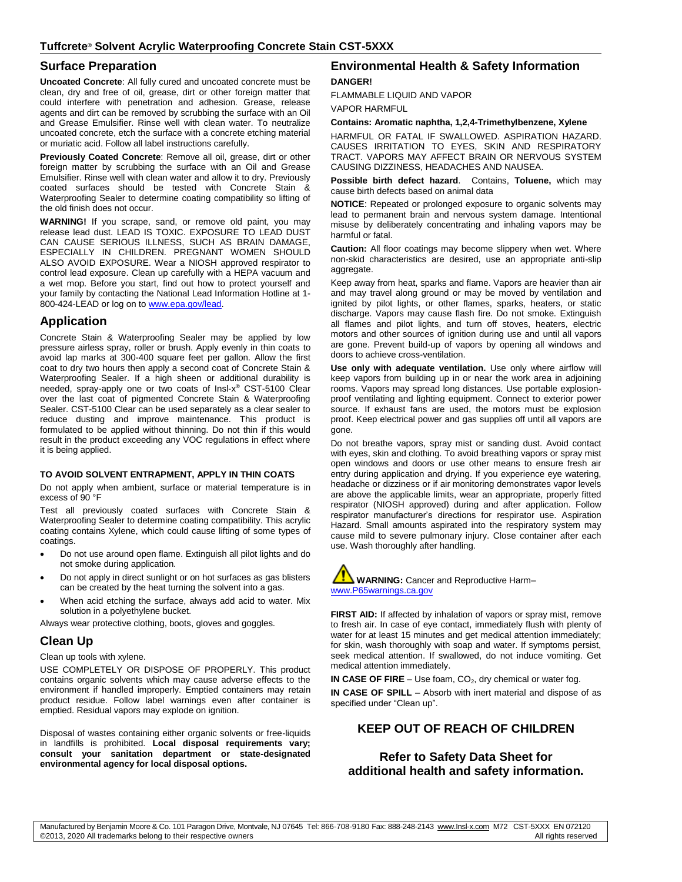## Surface Preparation

**Uncoated Concrete**: All fully cured and uncoated concrete must be clean, dry and free of oil, grease, dirt or other foreign matter that could interfere with penetration and adhesion. Grease, release agents and dirt can be removed by scrubbing the surface with an Oil and Grease Emulsifier. Rinse well with clean water. To neutralize uncoated concrete, etch the surface with a concrete etching material or muriatic acid. Follow all label instructions carefully.

**Previously Coated Concrete**: Remove all oil, grease, dirt or other foreign matter by scrubbing the surface with an Oil and Grease Emulsifier. Rinse well with clean water and allow it to dry. Previously coated surfaces should be tested with Concrete Stain & Waterproofing Sealer to determine coating compatibility so lifting of the old finish does not occur.

**WARNING!** If you scrape, sand, or remove old paint, you may release lead dust. LEAD IS TOXIC. EXPOSURE TO LEAD DUST CAN CAUSE SERIOUS ILLNESS, SUCH AS BRAIN DAMAGE, ESPECIALLY IN CHILDREN. PREGNANT WOMEN SHOULD ALSO AVOID EXPOSURE. Wear a NIOSH approved respirator to control lead exposure. Clean up carefully with a HEPA vacuum and a wet mop. Before you start, find out how to protect yourself and your family by contacting the National Lead Information Hotline at 1-800-424-LEAD or log on to www.epa.gov/lead.

## Application

Concrete Stain & Waterproofing Sealer may be applied by low pressure airless spray, roller or brush. Apply evenly in thin coats to avoid lap marks at 300-400 square feet per gallon. Allow the first coat to dry two hours then apply a second coat of Concrete Stain & Waterproofing Sealer. If a high sheen or additional durability is needed, spray-apply one or two coats of Insl-x® CST-5100 Clear over the last coat of pigmented Concrete Stain & Waterproofing Sealer. CST-5100 Clear can be used separately as a clear sealer to reduce dusting and improve maintenance. This product is formulated to be applied without thinning. Do not thin if this would result in the product exceeding any VOC regulations in effect where it is being applied.

**TO AVOID SOLVENT ENTRAPMENT, APPLY IN THIN COATS**

Do not apply when ambient, surface or material temperature is in excess of 90 °F

Test all previously coated surfaces with Concrete Stain & Waterproofing Sealer to determine coating compatibility. This acrylic coating contains Xylene, which could cause lifting of some types of coatings.

- Do not use around open flame. Extinguish all pilot lights and do not smoke during application.
- Do not apply in direct sunlight or on hot surfaces as gas blisters can be created by the heat turning the solvent into a gas.
- When acid etching the surface, always add acid to water. Mix solution in a polyethylene bucket.

Always wear protective clothing, boots, gloves and goggles.

## Clean Up

Clean up tools with xylene.

USE COMPLETELY OR DISPOSE OF PROPERLY. This product contains organic solvents which may cause adverse effects to the environment if handled improperly. Emptied containers may retain product residue. Follow label warnings even after container is emptied. Residual vapors may explode on ignition.

Disposal of wastes containing either organic solvents or free-liquids in landfills is prohibited. **Local disposal requirements vary; consult your sanitation department or state-designated environmental agency for local disposal options.**

## Environmental Health & Safety Information

**DANGER!**

FLAMMABLE LIQUID AND VAPOR

VAPOR HARMFUL

**Contains: Aromatic naphtha, 1,2,4-Trimethylbenzene, Xylene**

HARMFUL OR FATAL IF SWALLOWED. ASPIRATION HAZARD. CAUSES IRRITATION TO EYES, SKIN AND RESPIRATORY TRACT. VAPORS MAY AFFECT BRAIN OR NERVOUS SYSTEM CAUSING DIZZINESS, HEADACHES AND NAUSEA.

**Possible birth defect hazard**. Contains, **Toluene,** which may cause birth defects based on animal data

**NOTICE**: Repeated or prolonged exposure to organic solvents may lead to permanent brain and nervous system damage. Intentional misuse by deliberately concentrating and inhaling vapors may be harmful or fatal.

**Caution:** All floor coatings may become slippery when wet. Where non-skid characteristics are desired, use an appropriate anti-slip aggregate.

Keep away from heat, sparks and flame. Vapors are heavier than air and may travel along ground or may be moved by ventilation and ignited by pilot lights, or other flames, sparks, heaters, or static discharge. Vapors may cause flash fire. Do not smoke. Extinguish all flames and pilot lights, and turn off stoves, heaters, electric motors and other sources of ignition during use and until all vapors are gone. Prevent build-up of vapors by opening all windows and doors to achieve cross-ventilation.

**Use only with adequate ventilation.** Use only where airflow will keep vapors from building up in or near the work area in adjoining rooms. Vapors may spread long distances. Use portable explosion-proof ventilating and lighting equipment. Connect to exterior power source. If exhaust fans are used, the motors must be explosion proof. Keep electrical power and gas supplies off until all vapors are gone.

Do not breathe vapors, spray mist or sanding dust. Avoid contact with eyes, skin and clothing. To avoid breathing vapors or spray mist open windows and doors or use other means to ensure fresh air entry during application and drying. If you experience eye watering, headache or dizziness or if air monitoring demonstrates vapor levels are above the applicable limits, wear an appropriate, properly fitted respirator (NIOSH approved) during and after application. Follow respirator manufacturer's directions for respirator use. Aspiration Hazard. Small amounts aspirated into the respiratory system may cause mild to severe pulmonary injury. Close container after each use. Wash thoroughly after handling.

**WARNING:** Cancer and Reproductive Harm– www.P65warnings.ca.gov

**FIRST AID:** If affected by inhalation of vapors or spray mist, remove to fresh air. In case of eye contact, immediately flush with plenty of water for at least 15 minutes and get medical attention immediately; for skin, wash thoroughly with soap and water. If symptoms persist, seek medical attention. If swallowed, do not induce vomiting. Get medical attention immediately.

**IN CASE OF FIRE** – Use foam, $CO_2$, dry chemical or water fog.

**IN CASE OF SPILL** – Absorb with inert material and dispose of as specified under "Clean up".

### KEEP OUT OF REACH OF CHILDREN

### Refer to Safety Data Sheet for additional health and safety information.

Manufactured by Benjamin Moore & Co. 101 Paragon Drive, Montvale, NJ 07645 Tel: 866-708-9180 Fax: 888-248-2143 www.Insl-x.com M72 CST-5XXX EN 072120
©2013, 2020 All trademarks belong to their respective owners All rights reserved